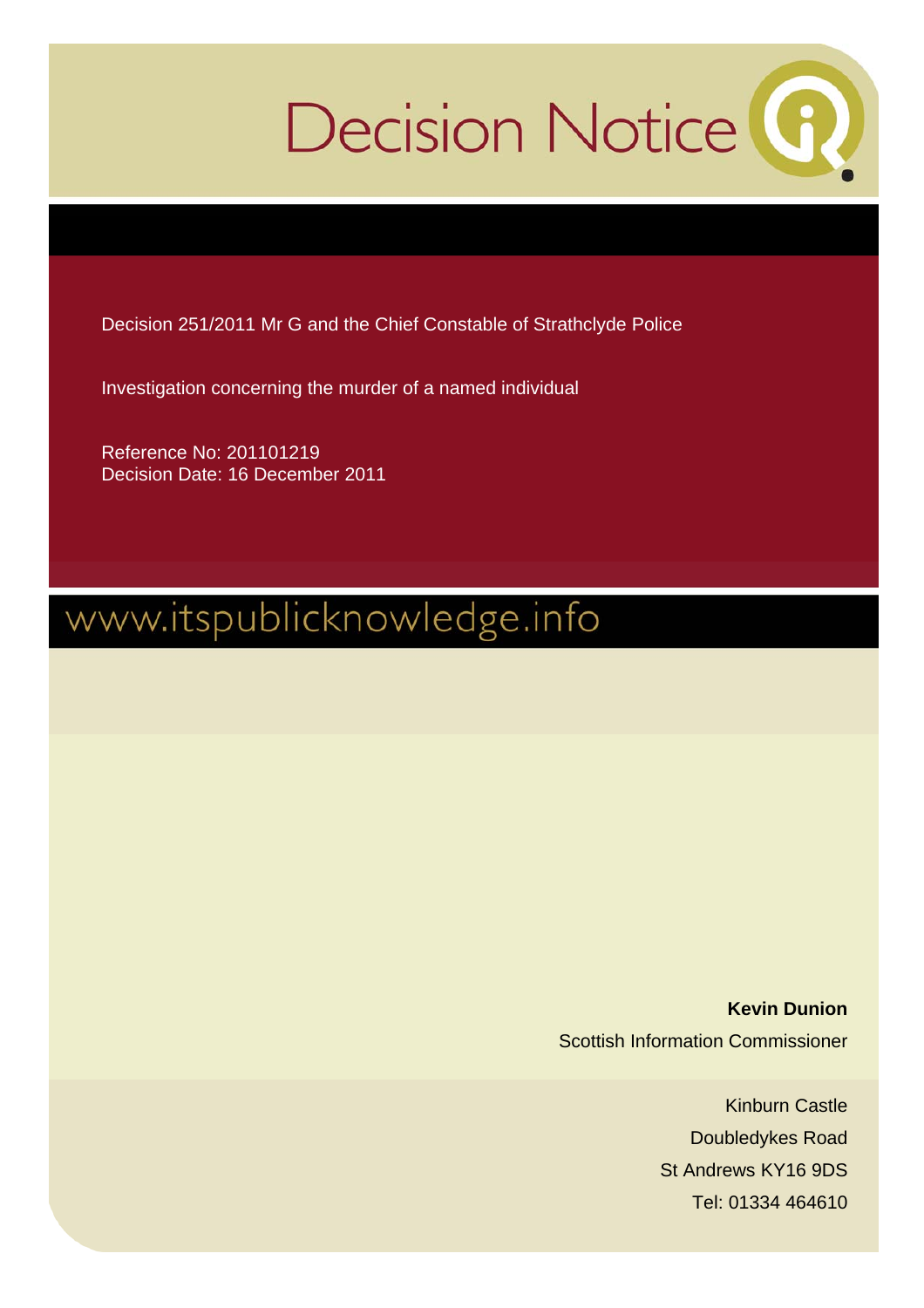# Decision Notice

Decision 251/2011 Mr G and the Chief Constable of Strathclyde Police

Investigation concerning the murder of a named individual

Reference No: 201101219
Decision Date: 16 December 2011

www.itspublicknowledge.info

**Kevin Dunion**
Scottish Information Commissioner

Kinburn Castle
Doubledykes Road
St Andrews KY16 9DS
Tel: 01334 464610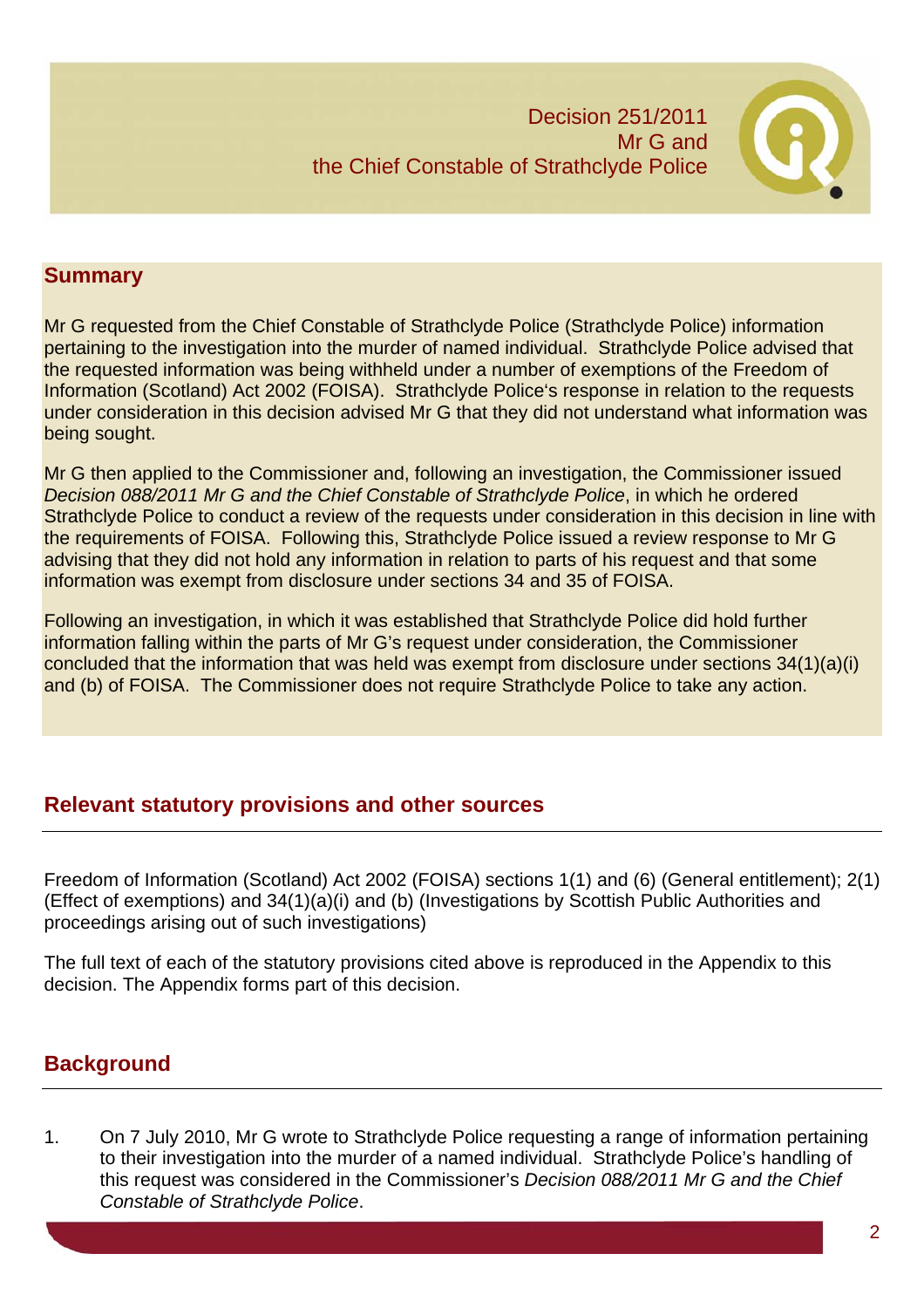Decision 251/2011
Mr G and
the Chief Constable of Strathclyde Police

## Summary

Mr G requested from the Chief Constable of Strathclyde Police (Strathclyde Police) information pertaining to the investigation into the murder of named individual. Strathclyde Police advised that the requested information was being withheld under a number of exemptions of the Freedom of Information (Scotland) Act 2002 (FOISA). Strathclyde Police's response in relation to the requests under consideration in this decision advised Mr G that they did not understand what information was being sought.

Mr G then applied to the Commissioner and, following an investigation, the Commissioner issued *Decision 088/2011 Mr G and the Chief Constable of Strathclyde Police*, in which he ordered Strathclyde Police to conduct a review of the requests under consideration in this decision in line with the requirements of FOISA. Following this, Strathclyde Police issued a review response to Mr G advising that they did not hold any information in relation to parts of his request and that some information was exempt from disclosure under sections 34 and 35 of FOISA.

Following an investigation, in which it was established that Strathclyde Police did hold further information falling within the parts of Mr G's request under consideration, the Commissioner concluded that the information that was held was exempt from disclosure under sections 34(1)(a)(i) and (b) of FOISA. The Commissioner does not require Strathclyde Police to take any action.

## Relevant statutory provisions and other sources

Freedom of Information (Scotland) Act 2002 (FOISA) sections 1(1) and (6) (General entitlement); 2(1) (Effect of exemptions) and 34(1)(a)(i) and (b) (Investigations by Scottish Public Authorities and proceedings arising out of such investigations)

The full text of each of the statutory provisions cited above is reproduced in the Appendix to this decision. The Appendix forms part of this decision.

## Background

1. On 7 July 2010, Mr G wrote to Strathclyde Police requesting a range of information pertaining to their investigation into the murder of a named individual. Strathclyde Police's handling of this request was considered in the Commissioner's *Decision 088/2011 Mr G and the Chief Constable of Strathclyde Police*.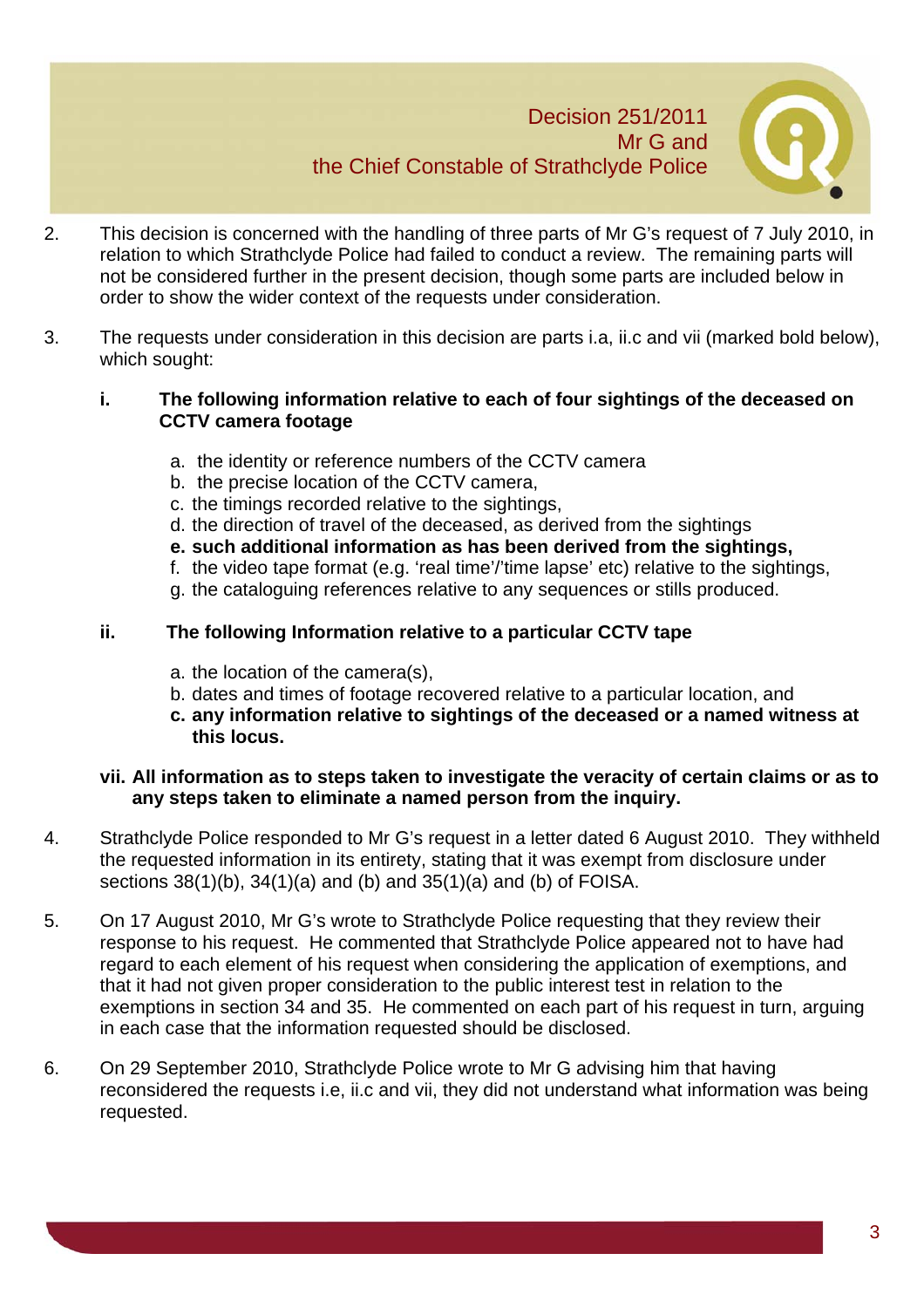2. This decision is concerned with the handling of three parts of Mr G's request of 7 July 2010, in relation to which Strathclyde Police had failed to conduct a review. The remaining parts will not be considered further in the present decision, though some parts are included below in order to show the wider context of the requests under consideration.

3. The requests under consideration in this decision are parts i.a, ii.c and vii (marked bold below), which sought:

   **i. The following information relative to each of four sightings of the deceased on CCTV camera footage**

   a. the identity or reference numbers of the CCTV camera
   b. the precise location of the CCTV camera,
   c. the timings recorded relative to the sightings,
   d. the direction of travel of the deceased, as derived from the sightings
   **e. such additional information as has been derived from the sightings,**
   f. the video tape format (e.g. 'real time'/'time lapse' etc) relative to the sightings,
   g. the cataloguing references relative to any sequences or stills produced.

   **ii. The following Information relative to a particular CCTV tape**

   a. the location of the camera(s),
   b. dates and times of footage recovered relative to a particular location, and
   **c. any information relative to sightings of the deceased or a named witness at this locus.**

   **vii. All information as to steps taken to investigate the veracity of certain claims or as to any steps taken to eliminate a named person from the inquiry.**

4. Strathclyde Police responded to Mr G's request in a letter dated 6 August 2010. They withheld the requested information in its entirety, stating that it was exempt from disclosure under sections 38(1)(b), 34(1)(a) and (b) and 35(1)(a) and (b) of FOISA.

5. On 17 August 2010, Mr G's wrote to Strathclyde Police requesting that they review their response to his request. He commented that Strathclyde Police appeared not to have had regard to each element of his request when considering the application of exemptions, and that it had not given proper consideration to the public interest test in relation to the exemptions in section 34 and 35. He commented on each part of his request in turn, arguing in each case that the information requested should be disclosed.

6. On 29 September 2010, Strathclyde Police wrote to Mr G advising him that having reconsidered the requests i.e, ii.c and vii, they did not understand what information was being requested.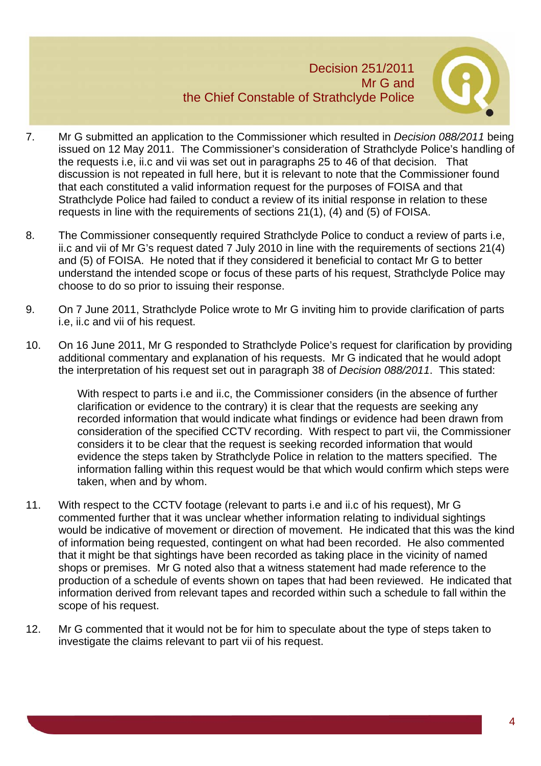7. Mr G submitted an application to the Commissioner which resulted in *Decision 088/2011* being issued on 12 May 2011. The Commissioner's consideration of Strathclyde Police's handling of the requests i.e, ii.c and vii was set out in paragraphs 25 to 46 of that decision. That discussion is not repeated in full here, but it is relevant to note that the Commissioner found that each constituted a valid information request for the purposes of FOISA and that Strathclyde Police had failed to conduct a review of its initial response in relation to these requests in line with the requirements of sections 21(1), (4) and (5) of FOISA.

8. The Commissioner consequently required Strathclyde Police to conduct a review of parts i.e, ii.c and vii of Mr G's request dated 7 July 2010 in line with the requirements of sections 21(4) and (5) of FOISA. He noted that if they considered it beneficial to contact Mr G to better understand the intended scope or focus of these parts of his request, Strathclyde Police may choose to do so prior to issuing their response.

9. On 7 June 2011, Strathclyde Police wrote to Mr G inviting him to provide clarification of parts i.e, ii.c and vii of his request.

10. On 16 June 2011, Mr G responded to Strathclyde Police's request for clarification by providing additional commentary and explanation of his requests. Mr G indicated that he would adopt the interpretation of his request set out in paragraph 38 of *Decision 088/2011*. This stated:

    With respect to parts i.e and ii.c, the Commissioner considers (in the absence of further clarification or evidence to the contrary) it is clear that the requests are seeking any recorded information that would indicate what findings or evidence had been drawn from consideration of the specified CCTV recording. With respect to part vii, the Commissioner considers it to be clear that the request is seeking recorded information that would evidence the steps taken by Strathclyde Police in relation to the matters specified. The information falling within this request would be that which would confirm which steps were taken, when and by whom.

11. With respect to the CCTV footage (relevant to parts i.e and ii.c of his request), Mr G commented further that it was unclear whether information relating to individual sightings would be indicative of movement or direction of movement. He indicated that this was the kind of information being requested, contingent on what had been recorded. He also commented that it might be that sightings have been recorded as taking place in the vicinity of named shops or premises. Mr G noted also that a witness statement had made reference to the production of a schedule of events shown on tapes that had been reviewed. He indicated that information derived from relevant tapes and recorded within such a schedule to fall within the scope of his request.

12. Mr G commented that it would not be for him to speculate about the type of steps taken to investigate the claims relevant to part vii of his request.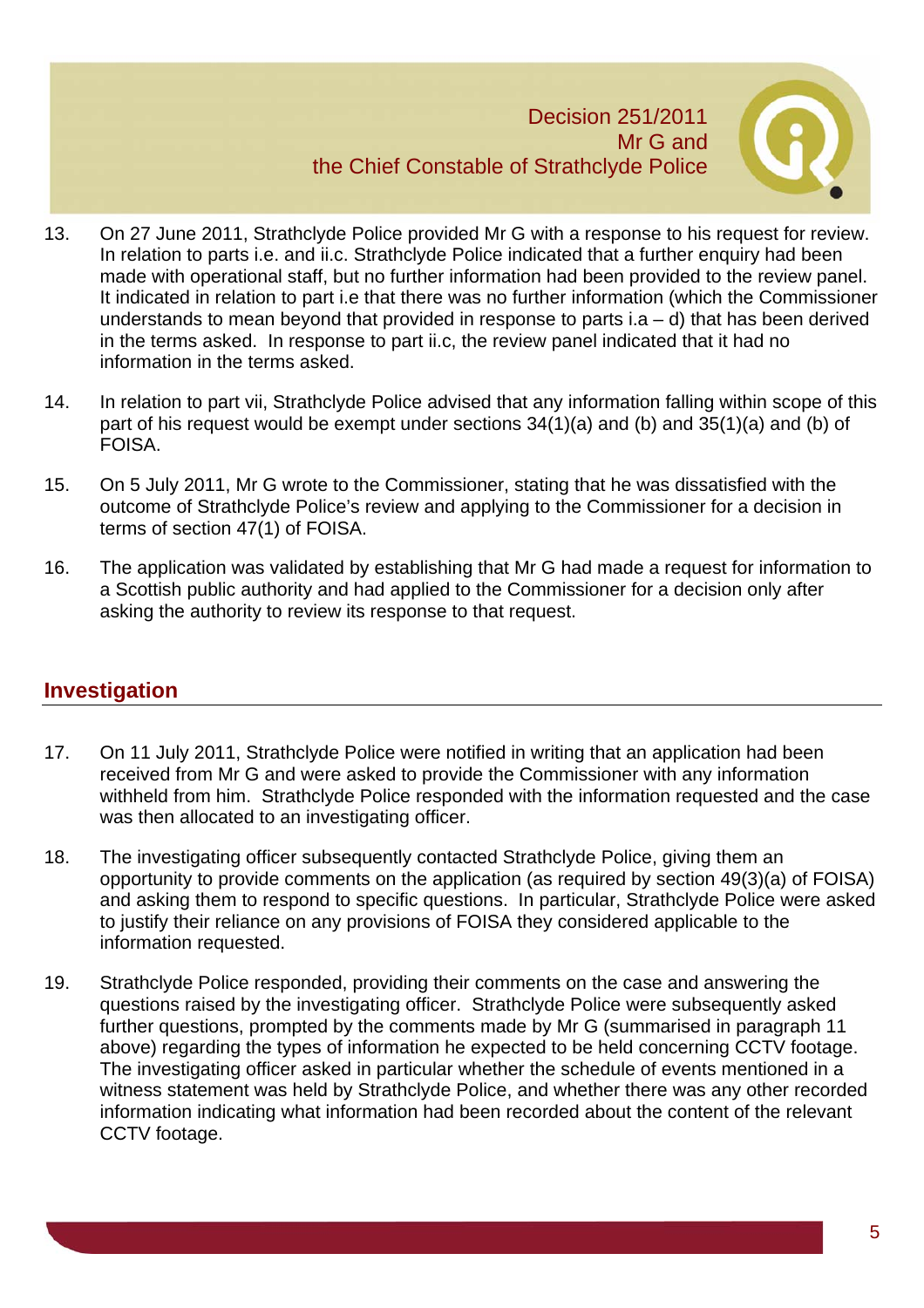13. On 27 June 2011, Strathclyde Police provided Mr G with a response to his request for review. In relation to parts i.e. and ii.c. Strathclyde Police indicated that a further enquiry had been made with operational staff, but no further information had been provided to the review panel. It indicated in relation to part i.e that there was no further information (which the Commissioner understands to mean beyond that provided in response to parts i.a – d) that has been derived in the terms asked. In response to part ii.c, the review panel indicated that it had no information in the terms asked.

14. In relation to part vii, Strathclyde Police advised that any information falling within scope of this part of his request would be exempt under sections 34(1)(a) and (b) and 35(1)(a) and (b) of FOISA.

15. On 5 July 2011, Mr G wrote to the Commissioner, stating that he was dissatisfied with the outcome of Strathclyde Police's review and applying to the Commissioner for a decision in terms of section 47(1) of FOISA.

16. The application was validated by establishing that Mr G had made a request for information to a Scottish public authority and had applied to the Commissioner for a decision only after asking the authority to review its response to that request.

## Investigation

17. On 11 July 2011, Strathclyde Police were notified in writing that an application had been received from Mr G and were asked to provide the Commissioner with any information withheld from him. Strathclyde Police responded with the information requested and the case was then allocated to an investigating officer.

18. The investigating officer subsequently contacted Strathclyde Police, giving them an opportunity to provide comments on the application (as required by section 49(3)(a) of FOISA) and asking them to respond to specific questions. In particular, Strathclyde Police were asked to justify their reliance on any provisions of FOISA they considered applicable to the information requested.

19. Strathclyde Police responded, providing their comments on the case and answering the questions raised by the investigating officer. Strathclyde Police were subsequently asked further questions, prompted by the comments made by Mr G (summarised in paragraph 11 above) regarding the types of information he expected to be held concerning CCTV footage. The investigating officer asked in particular whether the schedule of events mentioned in a witness statement was held by Strathclyde Police, and whether there was any other recorded information indicating what information had been recorded about the content of the relevant CCTV footage.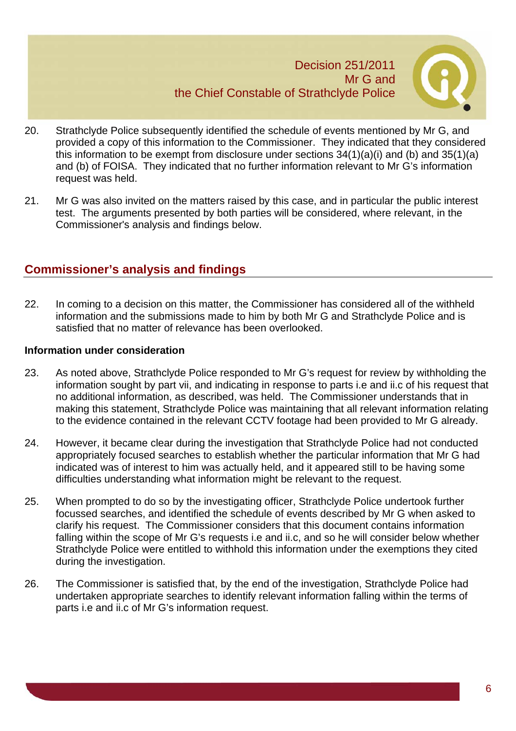20. Strathclyde Police subsequently identified the schedule of events mentioned by Mr G, and provided a copy of this information to the Commissioner. They indicated that they considered this information to be exempt from disclosure under sections 34(1)(a)(i) and (b) and 35(1)(a) and (b) of FOISA. They indicated that no further information relevant to Mr G's information request was held.

21. Mr G was also invited on the matters raised by this case, and in particular the public interest test. The arguments presented by both parties will be considered, where relevant, in the Commissioner's analysis and findings below.

## Commissioner's analysis and findings

22. In coming to a decision on this matter, the Commissioner has considered all of the withheld information and the submissions made to him by both Mr G and Strathclyde Police and is satisfied that no matter of relevance has been overlooked.

### Information under consideration

23. As noted above, Strathclyde Police responded to Mr G's request for review by withholding the information sought by part vii, and indicating in response to parts i.e and ii.c of his request that no additional information, as described, was held. The Commissioner understands that in making this statement, Strathclyde Police was maintaining that all relevant information relating to the evidence contained in the relevant CCTV footage had been provided to Mr G already.

24. However, it became clear during the investigation that Strathclyde Police had not conducted appropriately focused searches to establish whether the particular information that Mr G had indicated was of interest to him was actually held, and it appeared still to be having some difficulties understanding what information might be relevant to the request.

25. When prompted to do so by the investigating officer, Strathclyde Police undertook further focussed searches, and identified the schedule of events described by Mr G when asked to clarify his request. The Commissioner considers that this document contains information falling within the scope of Mr G's requests i.e and ii.c, and so he will consider below whether Strathclyde Police were entitled to withhold this information under the exemptions they cited during the investigation.

26. The Commissioner is satisfied that, by the end of the investigation, Strathclyde Police had undertaken appropriate searches to identify relevant information falling within the terms of parts i.e and ii.c of Mr G's information request.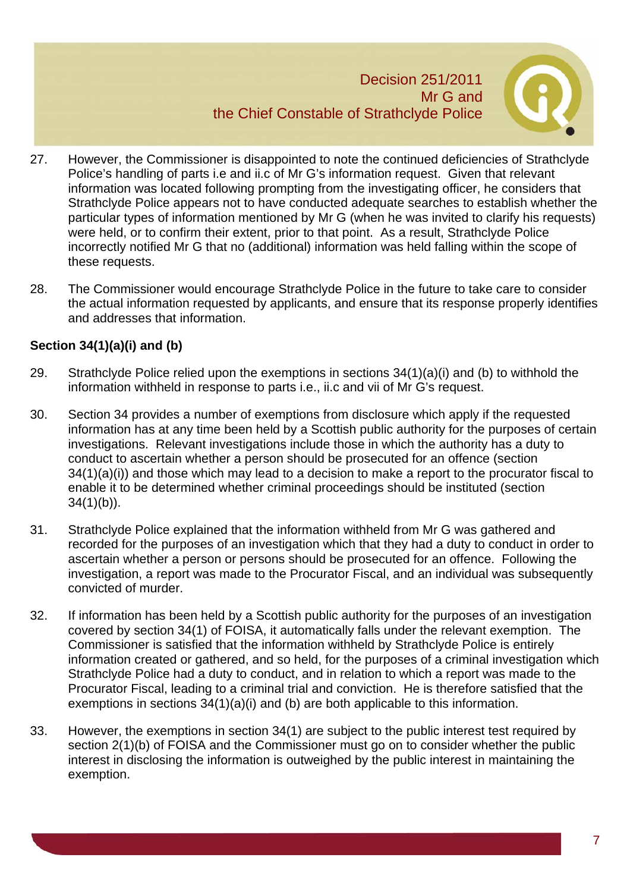27. However, the Commissioner is disappointed to note the continued deficiencies of Strathclyde Police's handling of parts i.e and ii.c of Mr G's information request. Given that relevant information was located following prompting from the investigating officer, he considers that Strathclyde Police appears not to have conducted adequate searches to establish whether the particular types of information mentioned by Mr G (when he was invited to clarify his requests) were held, or to confirm their extent, prior to that point. As a result, Strathclyde Police incorrectly notified Mr G that no (additional) information was held falling within the scope of these requests.

28. The Commissioner would encourage Strathclyde Police in the future to take care to consider the actual information requested by applicants, and ensure that its response properly identifies and addresses that information.

**Section 34(1)(a)(i) and (b)**

29. Strathclyde Police relied upon the exemptions in sections 34(1)(a)(i) and (b) to withhold the information withheld in response to parts i.e., ii.c and vii of Mr G's request.

30. Section 34 provides a number of exemptions from disclosure which apply if the requested information has at any time been held by a Scottish public authority for the purposes of certain investigations. Relevant investigations include those in which the authority has a duty to conduct to ascertain whether a person should be prosecuted for an offence (section 34(1)(a)(i)) and those which may lead to a decision to make a report to the procurator fiscal to enable it to be determined whether criminal proceedings should be instituted (section 34(1)(b)).

31. Strathclyde Police explained that the information withheld from Mr G was gathered and recorded for the purposes of an investigation which that they had a duty to conduct in order to ascertain whether a person or persons should be prosecuted for an offence. Following the investigation, a report was made to the Procurator Fiscal, and an individual was subsequently convicted of murder.

32. If information has been held by a Scottish public authority for the purposes of an investigation covered by section 34(1) of FOISA, it automatically falls under the relevant exemption. The Commissioner is satisfied that the information withheld by Strathclyde Police is entirely information created or gathered, and so held, for the purposes of a criminal investigation which Strathclyde Police had a duty to conduct, and in relation to which a report was made to the Procurator Fiscal, leading to a criminal trial and conviction. He is therefore satisfied that the exemptions in sections 34(1)(a)(i) and (b) are both applicable to this information.

33. However, the exemptions in section 34(1) are subject to the public interest test required by section 2(1)(b) of FOISA and the Commissioner must go on to consider whether the public interest in disclosing the information is outweighed by the public interest in maintaining the exemption.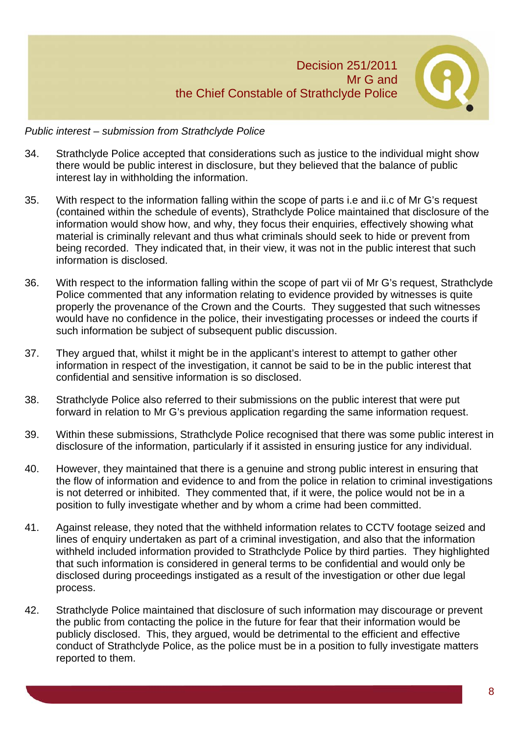*Public interest – submission from Strathclyde Police*

34. Strathclyde Police accepted that considerations such as justice to the individual might show there would be public interest in disclosure, but they believed that the balance of public interest lay in withholding the information.

35. With respect to the information falling within the scope of parts i.e and ii.c of Mr G's request (contained within the schedule of events), Strathclyde Police maintained that disclosure of the information would show how, and why, they focus their enquiries, effectively showing what material is criminally relevant and thus what criminals should seek to hide or prevent from being recorded. They indicated that, in their view, it was not in the public interest that such information is disclosed.

36. With respect to the information falling within the scope of part vii of Mr G's request, Strathclyde Police commented that any information relating to evidence provided by witnesses is quite properly the provenance of the Crown and the Courts. They suggested that such witnesses would have no confidence in the police, their investigating processes or indeed the courts if such information be subject of subsequent public discussion.

37. They argued that, whilst it might be in the applicant's interest to attempt to gather other information in respect of the investigation, it cannot be said to be in the public interest that confidential and sensitive information is so disclosed.

38. Strathclyde Police also referred to their submissions on the public interest that were put forward in relation to Mr G's previous application regarding the same information request.

39. Within these submissions, Strathclyde Police recognised that there was some public interest in disclosure of the information, particularly if it assisted in ensuring justice for any individual.

40. However, they maintained that there is a genuine and strong public interest in ensuring that the flow of information and evidence to and from the police in relation to criminal investigations is not deterred or inhibited. They commented that, if it were, the police would not be in a position to fully investigate whether and by whom a crime had been committed.

41. Against release, they noted that the withheld information relates to CCTV footage seized and lines of enquiry undertaken as part of a criminal investigation, and also that the information withheld included information provided to Strathclyde Police by third parties. They highlighted that such information is considered in general terms to be confidential and would only be disclosed during proceedings instigated as a result of the investigation or other due legal process.

42. Strathclyde Police maintained that disclosure of such information may discourage or prevent the public from contacting the police in the future for fear that their information would be publicly disclosed. This, they argued, would be detrimental to the efficient and effective conduct of Strathclyde Police, as the police must be in a position to fully investigate matters reported to them.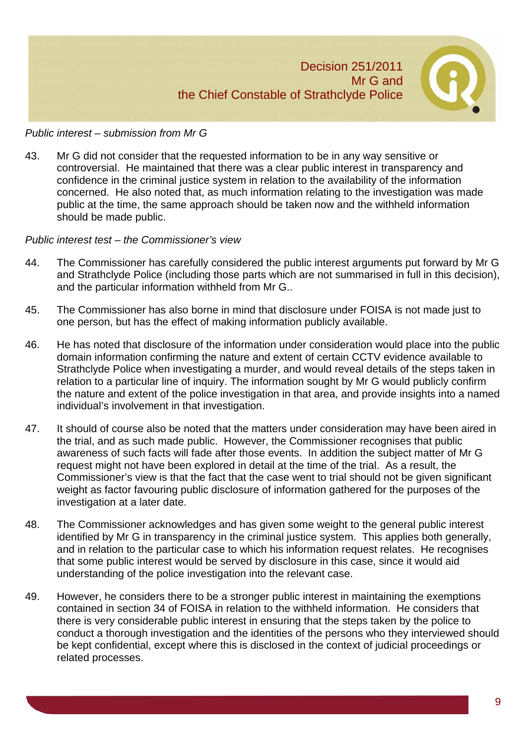*Public interest – submission from Mr G*

43. Mr G did not consider that the requested information to be in any way sensitive or controversial. He maintained that there was a clear public interest in transparency and confidence in the criminal justice system in relation to the availability of the information concerned. He also noted that, as much information relating to the investigation was made public at the time, the same approach should be taken now and the withheld information should be made public.

*Public interest test – the Commissioner's view*

44. The Commissioner has carefully considered the public interest arguments put forward by Mr G and Strathclyde Police (including those parts which are not summarised in full in this decision), and the particular information withheld from Mr G..

45. The Commissioner has also borne in mind that disclosure under FOISA is not made just to one person, but has the effect of making information publicly available.

46. He has noted that disclosure of the information under consideration would place into the public domain information confirming the nature and extent of certain CCTV evidence available to Strathclyde Police when investigating a murder, and would reveal details of the steps taken in relation to a particular line of inquiry. The information sought by Mr G would publicly confirm the nature and extent of the police investigation in that area, and provide insights into a named individual's involvement in that investigation.

47. It should of course also be noted that the matters under consideration may have been aired in the trial, and as such made public. However, the Commissioner recognises that public awareness of such facts will fade after those events. In addition the subject matter of Mr G request might not have been explored in detail at the time of the trial. As a result, the Commissioner's view is that the fact that the case went to trial should not be given significant weight as factor favouring public disclosure of information gathered for the purposes of the investigation at a later date.

48. The Commissioner acknowledges and has given some weight to the general public interest identified by Mr G in transparency in the criminal justice system. This applies both generally, and in relation to the particular case to which his information request relates. He recognises that some public interest would be served by disclosure in this case, since it would aid understanding of the police investigation into the relevant case.

49. However, he considers there to be a stronger public interest in maintaining the exemptions contained in section 34 of FOISA in relation to the withheld information. He considers that there is very considerable public interest in ensuring that the steps taken by the police to conduct a thorough investigation and the identities of the persons who they interviewed should be kept confidential, except where this is disclosed in the context of judicial proceedings or related processes.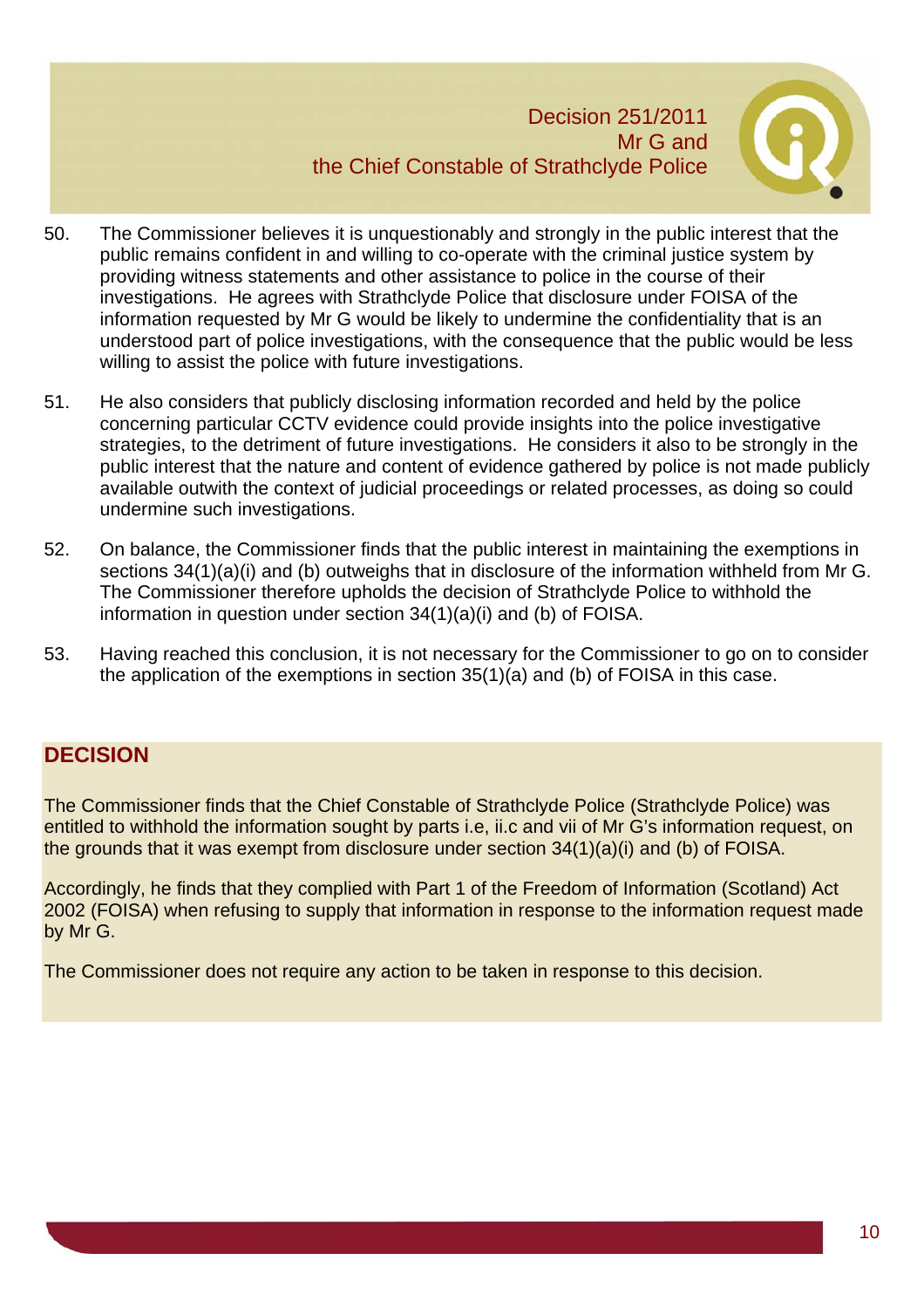50. The Commissioner believes it is unquestionably and strongly in the public interest that the public remains confident in and willing to co-operate with the criminal justice system by providing witness statements and other assistance to police in the course of their investigations. He agrees with Strathclyde Police that disclosure under FOISA of the information requested by Mr G would be likely to undermine the confidentiality that is an understood part of police investigations, with the consequence that the public would be less willing to assist the police with future investigations.

51. He also considers that publicly disclosing information recorded and held by the police concerning particular CCTV evidence could provide insights into the police investigative strategies, to the detriment of future investigations. He considers it also to be strongly in the public interest that the nature and content of evidence gathered by police is not made publicly available outwith the context of judicial proceedings or related processes, as doing so could undermine such investigations.

52. On balance, the Commissioner finds that the public interest in maintaining the exemptions in sections 34(1)(a)(i) and (b) outweighs that in disclosure of the information withheld from Mr G. The Commissioner therefore upholds the decision of Strathclyde Police to withhold the information in question under section 34(1)(a)(i) and (b) of FOISA.

53. Having reached this conclusion, it is not necessary for the Commissioner to go on to consider the application of the exemptions in section 35(1)(a) and (b) of FOISA in this case.

## DECISION

The Commissioner finds that the Chief Constable of Strathclyde Police (Strathclyde Police) was entitled to withhold the information sought by parts i.e, ii.c and vii of Mr G's information request, on the grounds that it was exempt from disclosure under section 34(1)(a)(i) and (b) of FOISA.

Accordingly, he finds that they complied with Part 1 of the Freedom of Information (Scotland) Act 2002 (FOISA) when refusing to supply that information in response to the information request made by Mr G.

The Commissioner does not require any action to be taken in response to this decision.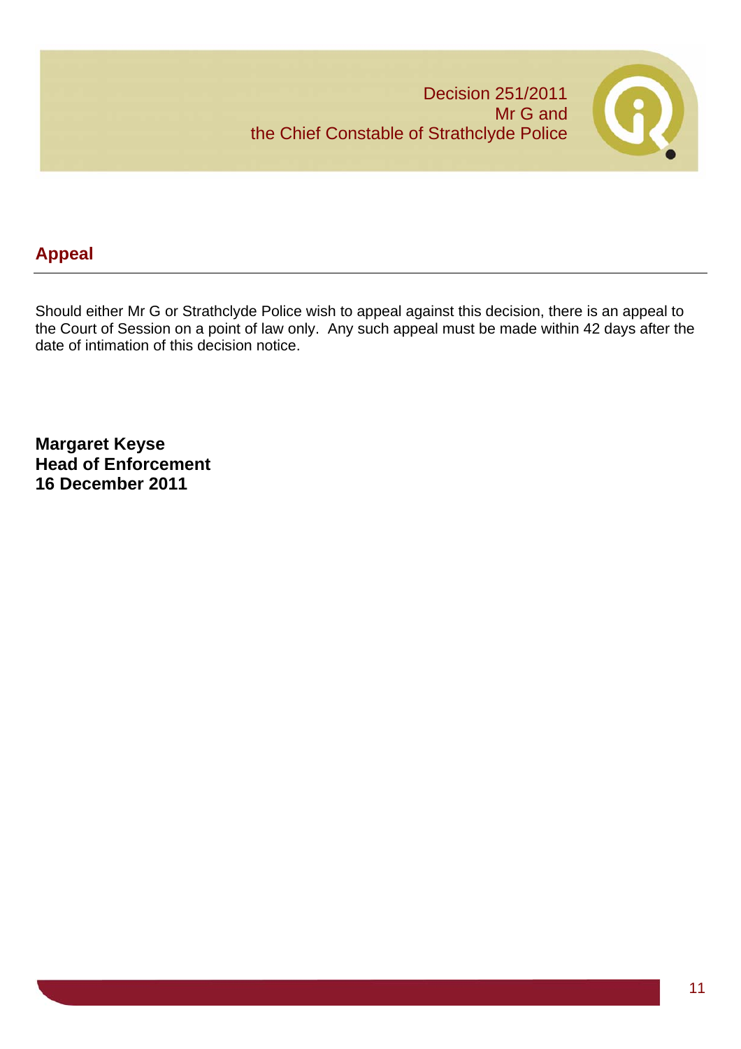## Appeal

Should either Mr G or Strathclyde Police wish to appeal against this decision, there is an appeal to the Court of Session on a point of law only. Any such appeal must be made within 42 days after the date of intimation of this decision notice.

**Margaret Keyse**
**Head of Enforcement**
**16 December 2011**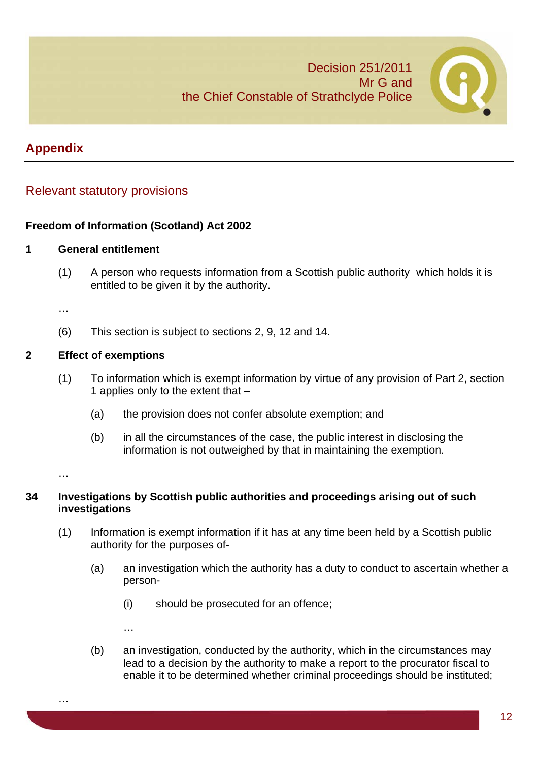## Appendix

### Relevant statutory provisions

**Freedom of Information (Scotland) Act 2002**

**1 General entitlement**

(1) A person who requests information from a Scottish public authority which holds it is entitled to be given it by the authority.

…

(6) This section is subject to sections 2, 9, 12 and 14.

**2 Effect of exemptions**

(1) To information which is exempt information by virtue of any provision of Part 2, section 1 applies only to the extent that –

(a) the provision does not confer absolute exemption; and

(b) in all the circumstances of the case, the public interest in disclosing the information is not outweighed by that in maintaining the exemption.

…

**34 Investigations by Scottish public authorities and proceedings arising out of such investigations**

(1) Information is exempt information if it has at any time been held by a Scottish public authority for the purposes of-

(a) an investigation which the authority has a duty to conduct to ascertain whether a person-

(i) should be prosecuted for an offence;

…

(b) an investigation, conducted by the authority, which in the circumstances may lead to a decision by the authority to make a report to the procurator fiscal to enable it to be determined whether criminal proceedings should be instituted;

…